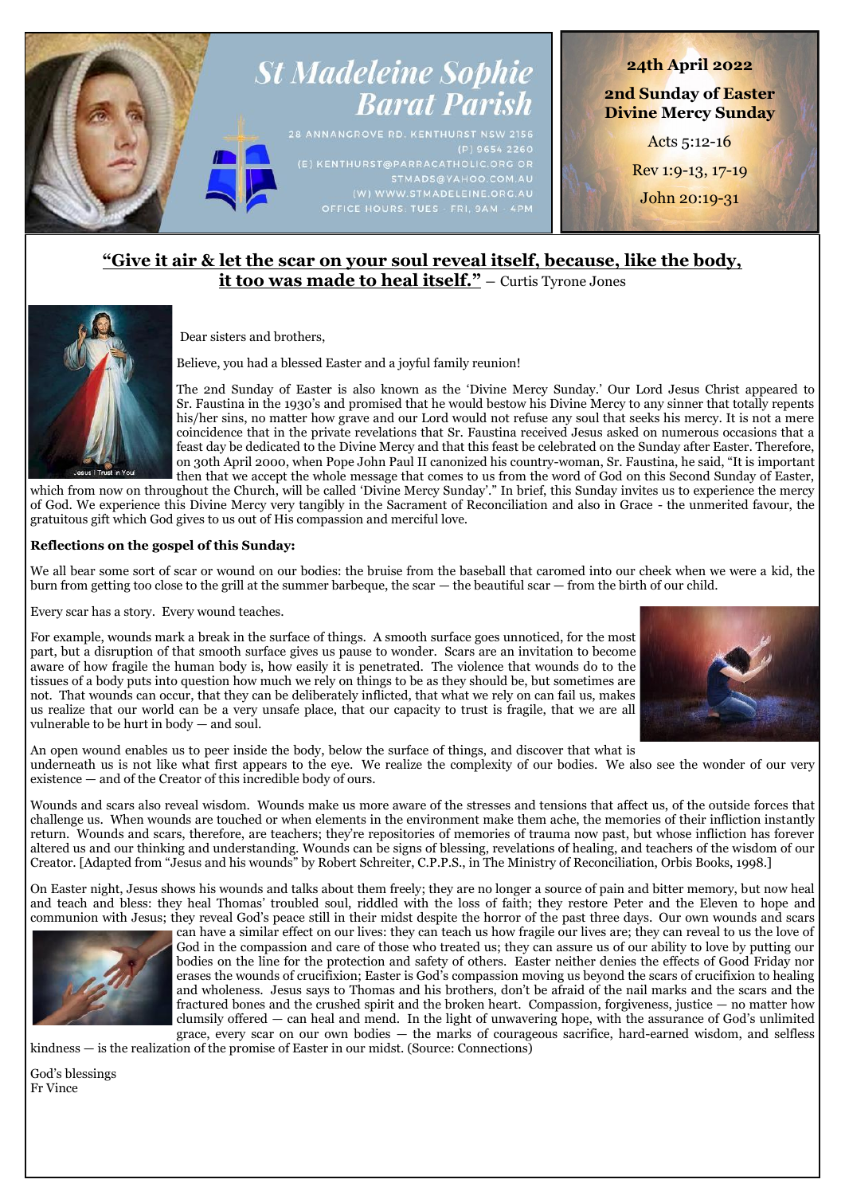# St Madeleine Sophie Barat Parish

28 ANNANGROVE RD. KENTHURST NSW 2156
(P) 9654 2260
(E) KENTHURST@PARRACATHOLIC.ORG OR STMADS@YAHOO.COM.AU
(W) WWW.STMADELEINE.ORG.AU
OFFICE HOURS: TUES - FRI, 9AM - 4PM

**24th April 2022**

**2nd Sunday of Easter**
**Divine Mercy Sunday**

Acts 5:12-16

Rev 1:9-13, 17-19

John 20:19-31

## "Give it air & let the scar on your soul reveal itself, because, like the body, it too was made to heal itself." – Curtis Tyrone Jones

Dear sisters and brothers,

Believe, you had a blessed Easter and a joyful family reunion!

The 2nd Sunday of Easter is also known as the 'Divine Mercy Sunday.' Our Lord Jesus Christ appeared to Sr. Faustina in the 1930's and promised that he would bestow his Divine Mercy to any sinner that totally repents his/her sins, no matter how grave and our Lord would not refuse any soul that seeks his mercy. It is not a mere coincidence that in the private revelations that Sr. Faustina received Jesus asked on numerous occasions that a feast day be dedicated to the Divine Mercy and that this feast be celebrated on the Sunday after Easter. Therefore, on 30th April 2000, when Pope John Paul II canonized his country-woman, Sr. Faustina, he said, "It is important then that we accept the whole message that comes to us from the word of God on this Second Sunday of Easter, which from now on throughout the Church, will be called 'Divine Mercy Sunday'." In brief, this Sunday invites us to experience the mercy of God. We experience this Divine Mercy very tangibly in the Sacrament of Reconciliation and also in Grace - the unmerited favour, the gratuitous gift which God gives to us out of His compassion and merciful love.

**Reflections on the gospel of this Sunday:**

We all bear some sort of scar or wound on our bodies: the bruise from the baseball that caromed into our cheek when we were a kid, the burn from getting too close to the grill at the summer barbeque, the scar — the beautiful scar — from the birth of our child.

Every scar has a story. Every wound teaches.

For example, wounds mark a break in the surface of things. A smooth surface goes unnoticed, for the most part, but a disruption of that smooth surface gives us pause to wonder. Scars are an invitation to become aware of how fragile the human body is, how easily it is penetrated. The violence that wounds do to the tissues of a body puts into question how much we rely on things to be as they should be, but sometimes are not. That wounds can occur, that they can be deliberately inflicted, that what we rely on can fail us, makes us realize that our world can be a very unsafe place, that our capacity to trust is fragile, that we are all vulnerable to be hurt in body — and soul.

An open wound enables us to peer inside the body, below the surface of things, and discover that what is underneath us is not like what first appears to the eye. We realize the complexity of our bodies. We also see the wonder of our very existence — and of the Creator of this incredible body of ours.

Wounds and scars also reveal wisdom. Wounds make us more aware of the stresses and tensions that affect us, of the outside forces that challenge us. When wounds are touched or when elements in the environment make them ache, the memories of their infliction instantly return. Wounds and scars, therefore, are teachers; they're repositories of memories of trauma now past, but whose infliction has forever altered us and our thinking and understanding. Wounds can be signs of blessing, revelations of healing, and teachers of the wisdom of our Creator. [Adapted from "Jesus and his wounds" by Robert Schreiter, C.P.P.S., in The Ministry of Reconciliation, Orbis Books, 1998.]

On Easter night, Jesus shows his wounds and talks about them freely; they are no longer a source of pain and bitter memory, but now heal and teach and bless: they heal Thomas' troubled soul, riddled with the loss of faith; they restore Peter and the Eleven to hope and communion with Jesus; they reveal God's peace still in their midst despite the horror of the past three days. Our own wounds and scars can have a similar effect on our lives: they can teach us how fragile our lives are; they can reveal to us the love of God in the compassion and care of those who treated us; they can assure us of our ability to love by putting our bodies on the line for the protection and safety of others. Easter neither denies the effects of Good Friday nor erases the wounds of crucifixion; Easter is God's compassion moving us beyond the scars of crucifixion to healing and wholeness. Jesus says to Thomas and his brothers, don't be afraid of the nail marks and the scars and the fractured bones and the crushed spirit and the broken heart. Compassion, forgiveness, justice — no matter how clumsily offered — can heal and mend. In the light of unwavering hope, with the assurance of God's unlimited grace, every scar on our own bodies — the marks of courageous sacrifice, hard-earned wisdom, and selfless kindness — is the realization of the promise of Easter in our midst. (Source: Connections)

God's blessings
Fr Vince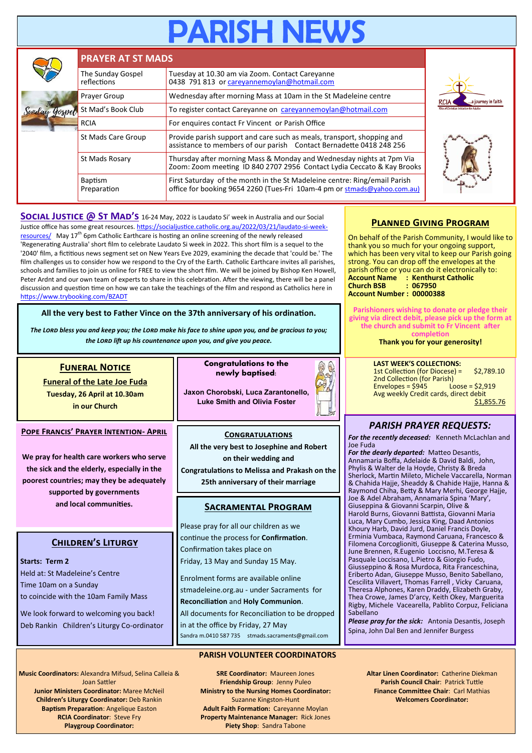# PARISH NEWS

## PRAYER AT ST MADS

| PRAYER AT ST MADS | |
|---|---|
| The Sunday Gospel reflections | Tuesday at 10.30 am via Zoom. Contact Careyanne 0438 791 813 or careyannemoylan@hotmail.com |
| Prayer Group | Wednesday after morning Mass at 10am in the St Madeleine centre |
| St Mad's Book Club | To register contact Careyanne on careyannemoylan@hotmail.com |
| RCIA | For enquires contact Fr Vincent or Parish Office |
| St Mads Care Group | Provide parish support and care such as meals, transport, shopping and assistance to members of our parish Contact Bernadette 0418 248 256 |
| St Mads Rosary | Thursday after morning Mass & Monday and Wednesday nights at 7pm Via Zoom: Zoom meeting ID 840 2707 2956 Contact Lydia Ceccato & Kay Brooks |
| Baptism Preparation | First Saturday of the month in the St Madeleine centre: Ring/email Parish office for booking 9654 2260 (Tues-Fri 10am-4 pm or stmads@yahoo.com.au) |

**SOCIAL JUSTICE @ ST MAD'S** 16-24 May, 2022 is Laudato Si' week in Australia and our Social Justice office has some great resources. https://socialjustice.catholic.org.au/2022/03/21/laudato-si-week-resources/ May 17th 6pm Catholic Earthcare is hosting an online screening of the newly released 'Regenerating Australia' short film to celebrate Laudato Si week in 2022. This short film is a sequel to the '2040' film, a fictitious news segment set on New Years Eve 2029, examining the decade that 'could be.' The film challenges us to consider how we respond to the Cry of the Earth. Catholic Earthcare invites all parishes, schools and families to join us online for FREE to view the short film. We will be joined by Bishop Ken Howell, Peter Ardnt and our own team of experts to share in this celebration. After the viewing, there will be a panel discussion and question time on how we can take the teachings of the film and respond as Catholics here in https://www.trybooking.com/BZADT

**All the very best to Father Vince on the 37th anniversary of his ordination.**

*The LORD bless you and keep you; the LORD make his face to shine upon you, and be gracious to you; the LORD lift up his countenance upon you, and give you peace.*

## PLANNED GIVING PROGRAM

On behalf of the Parish Community, I would like to thank you so much for your ongoing support, which has been very vital to keep our Parish going strong. You can drop off the envelopes at the parish office or you can do it electronically to:

**Account Name : Kenthurst Catholic**
**Church BSB : 067950**
**Account Number : 00000388**

**Parishioners wishing to donate or pledge their giving via direct debit, please pick up the form at the church and submit to Fr Vincent after completion**

**Thank you for your generosity!**

**LAST WEEK'S COLLECTIONS:**
1st Collection (for Diocese) = $2,789.10
2nd Collection (for Parish)
Envelopes = $945 Loose = $2,919
Avg weekly Credit cards, direct debit $1,855.76

## FUNERAL NOTICE

**Funeral of the Late Joe Fuda**
**Tuesday, 26 April at 10.30am**
**in our Church**

**Congratulations to the newly baptised:**

**Jaxon Chorobski, Luca Zarantonello, Luke Smith and Olivia Foster**

## POPE FRANCIS' PRAYER INTENTION- APRIL

**We pray for health care workers who serve the sick and the elderly, especially in the poorest countries; may they be adequately supported by governments and local communities.**

## CONGRATULATIONS

**All the very best to Josephine and Robert on their wedding and Congratulations to Melissa and Prakash on the 25th anniversary of their marriage**

## CHILDREN'S LITURGY

**Starts: Term 2**
Held at: St Madeleine's Centre
Time 10am on a Sunday
to coincide with the 10am Family Mass

We look forward to welcoming you back!
Deb Rankin Children's Liturgy Co-ordinator

## SACRAMENTAL PROGRAM

Please pray for all our children as we continue the process for **Confirmation**. Confirmation takes place on Friday, 13 May and Sunday 15 May.

Enrolment forms are available online stmadeleine.org.au - under Sacraments for **Reconciliation** and **Holy Communion**. All documents for Reconciliation to be dropped in at the office by Friday, 27 May

Sandra m.0410 587 735 stmads.sacraments@gmail.com

## PARISH PRAYER REQUESTS:

***For the recently deceased:*** Kenneth McLachlan and Joe Fuda

***For the dearly departed:*** Matteo Desantis, Annamaria Boffa, Adelaide & David Baldi, John, Phylis & Walter de la Hoyde, Christy & Breda Sherlock, Martin Mileto, Michele Vaccarella, Norman & Chahida Hajje, Sheaddy & Chahide Hajje, Hanna & Raymond Chiha, Betty & Mary Merhi, George Hajje, Joe & Adel Abraham, Annamaria Spina 'Mary', Giuseppina & Giovanni Scarpin, Olive & Harold Burns, Giovanni Battista, Giovanni Maria Luca, Mary Cumbo, Jessica King, Daad Antonios Khoury Harb, David Jurd, Daniel Francis Doyle, Erminia Vumbaca, Raymond Caruana, Francesco & Filomena Corcglioniti, Giuseppe & Caterina Musso, June Brennen, R.Eugenio Loccisno, M.Teresa & Pasquale Loccisano, L.Pietro & Giorgio Fudo, Giusseppino & Rosa Murdoca, Rita Franceschina, Eriberto Adan, Giuseppe Musso, Benito Sabellano, Cescilita Villavert, Thomas Farrell , Vicky Caruana, Theresa Alphones, Karen Draddy, Elizabeth Graby, Thea Crowe, James D'arcy, Keith Okey, Marguerita Rigby, Michele Vacearella, Pablito Corpuz, Feliciana Sabellano

***Please pray for the sick:*** Antonia Desantis, Joseph Spina, John Dal Ben and Jennifer Burgess

## PARISH VOLUNTEER COORDINATORS

**Music Coordinators:** Alexandra Mifsud, Selina Calleia & Joan Sattler
**Junior Ministers Coordinator:** Maree McNeil
**Children's Liturgy Coordinator:** Deb Rankin
**Baptism Preparation**: Angelique Easton
**RCIA Coordinator**: Steve Fry
**Playgroup Coordinator:**

**SRE Coordinator:** Maureen Jones
**Friendship Group**: Jenny Puleo
**Ministry to the Nursing Homes Coordinator:** Suzanne Kingston-Hunt
**Adult Faith Formation:** Careyanne Moylan
**Property Maintenance Manager:** Rick Jones
**Piety Shop**: Sandra Tabone

**Altar Linen Coordinator:** Catherine Diekman
**Parish Council Chair**: Patrick Tuttle
**Finance Committee Chair**: Carl Mathias
**Welcomers Coordinator:**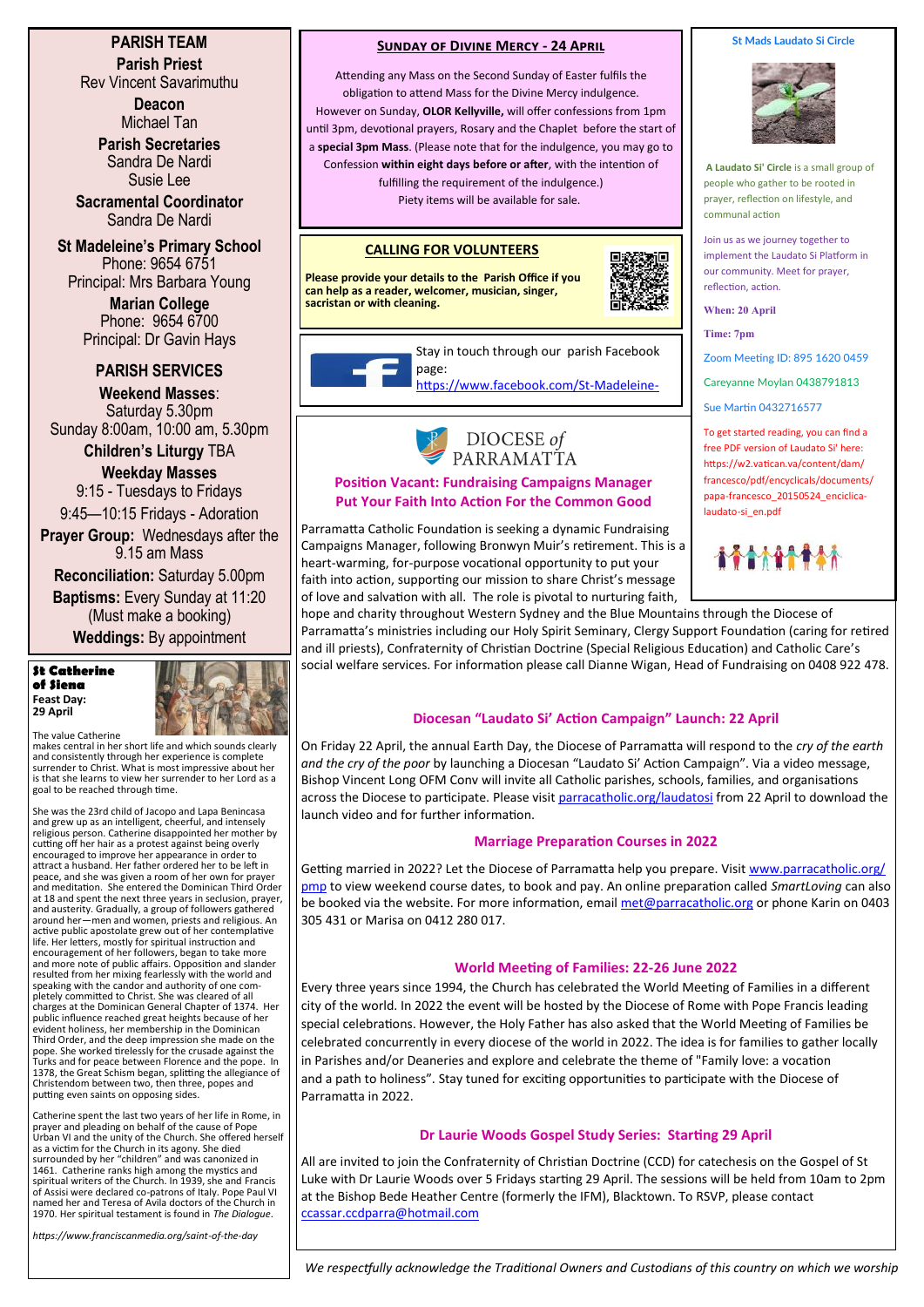## PARISH TEAM

**Parish Priest**
Rev Vincent Savarimuthu

**Deacon**
Michael Tan

**Parish Secretaries**
Sandra De Nardi
Susie Lee

**Sacramental Coordinator**
Sandra De Nardi

**St Madeleine's Primary School**
Phone: 9654 6751
Principal: Mrs Barbara Young

**Marian College**
Phone: 9654 6700
Principal: Dr Gavin Hays

## PARISH SERVICES

**Weekend Masses**:
Saturday 5.30pm
Sunday 8:00am, 10:00 am, 5.30pm

**Children's Liturgy** TBA

**Weekday Masses**
9:15 - Tuesdays to Fridays
9:45—10:15 Fridays - Adoration

**Prayer Group:** Wednesdays after the 9.15 am Mass

**Reconciliation:** Saturday 5.00pm

**Baptisms:** Every Sunday at 11:20 (Must make a booking)

**Weddings:** By appointment

### St Catherine of Siena

**Feast Day: 29 April**

The value Catherine makes central in her short life and which sounds clearly and consistently through her experience is complete surrender to Christ. What is most impressive about her is that she learns to view her surrender to her Lord as a goal to be reached through time.

She was the 23rd child of Jacopo and Lapa Benincasa and grew up as an intelligent, cheerful, and intensely religious person. Catherine disappointed her mother by cutting off her hair as a protest against being overly encouraged to improve her appearance in order to attract a husband. Her father ordered her to be left in peace, and she was given a room of her own for prayer and meditation. She entered the Dominican Third Order at 18 and spent the next three years in seclusion, prayer, and austerity. Gradually, a group of followers gathered around her—men and women, priests and religious. An active public apostolate grew out of her contemplative life. Her letters, mostly for spiritual instruction and encouragement of her followers, began to take more and more note of public affairs. Opposition and slander resulted from her mixing fearlessly with the world and speaking with the candor and authority of one completely committed to Christ. She was cleared of all charges at the Dominican General Chapter of 1374. Her public influence reached great heights because of her evident holiness, her membership in the Dominican Third Order, and the deep impression she made on the pope. She worked tirelessly for the crusade against the Turks and for peace between Florence and the pope. In 1378, the Great Schism began, splitting the allegiance of Christendom between two, then three, popes and putting even saints on opposing sides.

Catherine spent the last two years of her life in Rome, in prayer and pleading on behalf of the cause of Pope Urban VI and the unity of the Church. She offered herself as a victim for the Church in its agony. She died surrounded by her "children" and was canonized in 1461. Catherine ranks high among the mystics and spiritual writers of the Church. In 1939, she and Francis of Assisi were declared co-patrons of Italy. Pope Paul VI named her and Teresa of Avila doctors of the Church in 1970. Her spiritual testament is found in *The Dialogue*.

*https://www.franciscanmedia.org/saint-of-the-day*

## Sunday of Divine Mercy - 24 April

Attending any Mass on the Second Sunday of Easter fulfils the obligation to attend Mass for the Divine Mercy indulgence. However on Sunday, **OLOR Kellyville,** will offer confessions from 1pm until 3pm, devotional prayers, Rosary and the Chaplet before the start of a **special 3pm Mass**. (Please note that for the indulgence, you may go to Confession **within eight days before or after**, with the intention of fulfilling the requirement of the indulgence.)
Piety items will be available for sale.

## CALLING FOR VOLUNTEERS

**Please provide your details to the Parish Office if you can help as a reader, welcomer, musician, singer, sacristan or with cleaning.**

Stay in touch through our parish Facebook page:
https://www.facebook.com/St-Madeleine-

### St Mads Laudato Si Circle

**A Laudato Si' Circle** is a small group of people who gather to be rooted in prayer, reflection on lifestyle, and communal action

Join us as we journey together to implement the Laudato Si Platform in our community. Meet for prayer, reflection, action.

**When:** 20 April

**Time:** 7pm

Zoom Meeting ID: 895 1620 0459

Careyanne Moylan 0438791813

Sue Martin 0432716577

To get started reading, you can find a free PDF version of Laudato Si' here: https://w2.vatican.va/content/dam/francesco/pdf/encyclicals/documents/papa-francesco_20150524_enciclica-laudato-si_en.pdf

DIOCESE *of* PARRAMATTA

### Position Vacant: Fundraising Campaigns Manager
### Put Your Faith Into Action For the Common Good

Parramatta Catholic Foundation is seeking a dynamic Fundraising Campaigns Manager, following Bronwyn Muir's retirement. This is a heart-warming, for-purpose vocational opportunity to put your faith into action, supporting our mission to share Christ's message of love and salvation with all. The role is pivotal to nurturing faith, hope and charity throughout Western Sydney and the Blue Mountains through the Diocese of Parramatta's ministries including our Holy Spirit Seminary, Clergy Support Foundation (caring for retired and ill priests), Confraternity of Christian Doctrine (Special Religious Education) and Catholic Care's social welfare services. For information please call Dianne Wigan, Head of Fundraising on 0408 922 478.

### Diocesan "Laudato Si' Action Campaign" Launch: 22 April

On Friday 22 April, the annual Earth Day, the Diocese of Parramatta will respond to the *cry of the earth and the cry of the poor* by launching a Diocesan "Laudato Si' Action Campaign". Via a video message, Bishop Vincent Long OFM Conv will invite all Catholic parishes, schools, families, and organisations across the Diocese to participate. Please visit parracatholic.org/laudatosi from 22 April to download the launch video and for further information.

### Marriage Preparation Courses in 2022

Getting married in 2022? Let the Diocese of Parramatta help you prepare. Visit www.parracatholic.org/pmp to view weekend course dates, to book and pay. An online preparation called *SmartLoving* can also be booked via the website. For more information, email met@parracatholic.org or phone Karin on 0403 305 431 or Marisa on 0412 280 017.

### World Meeting of Families: 22-26 June 2022

Every three years since 1994, the Church has celebrated the World Meeting of Families in a different city of the world. In 2022 the event will be hosted by the Diocese of Rome with Pope Francis leading special celebrations. However, the Holy Father has also asked that the World Meeting of Families be celebrated concurrently in every diocese of the world in 2022. The idea is for families to gather locally in Parishes and/or Deaneries and explore and celebrate the theme of "Family love: a vocation and a path to holiness". Stay tuned for exciting opportunities to participate with the Diocese of Parramatta in 2022.

### Dr Laurie Woods Gospel Study Series: Starting 29 April

All are invited to join the Confraternity of Christian Doctrine (CCD) for catechesis on the Gospel of St Luke with Dr Laurie Woods over 5 Fridays starting 29 April. The sessions will be held from 10am to 2pm at the Bishop Bede Heather Centre (formerly the IFM), Blacktown. To RSVP, please contact ccassar.ccdparra@hotmail.com

*We respectfully acknowledge the Traditional Owners and Custodians of this country on which we worship*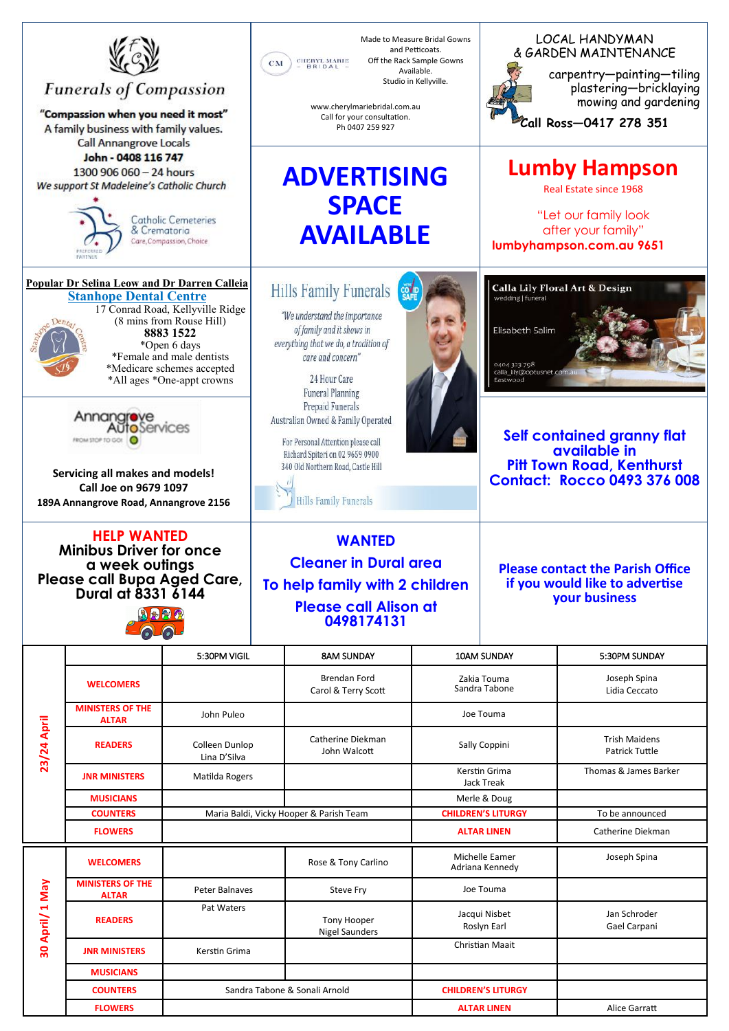**Funerals of Compassion**

**"Compassion when you need it most"**

A family business with family values.

Call Annangrove Locals

**John - 0408 116 747**

1300 906 060 – 24 hours

*We support St Madeleine's Catholic Church*

Catholic Cemeteries & Crematoria

Care, Compassion, Choice

PREFERRED PARTNER

---

CM CHERYL MARIE BRIDAL

Made to Measure Bridal Gowns and Petticoats.

Off the Rack Sample Gowns Available.

Studio in Kellyville.

www.cherylmariebridal.com.au

Call for your consultation.

Ph 0407 259 927

---

LOCAL HANDYMAN & GARDEN MAINTENANCE

carpentry—painting—tiling

plastering—bricklaying

mowing and gardening

**Call Ross—0417 278 351**

---

# ADVERTISING SPACE AVAILABLE

---

## Lumby Hampson

Real Estate since 1968

"Let our family look after your family"

**lumbyhampson.com.au 9651**

---

**Popular Dr Selina Leow and Dr Darren Calleia**

**Stanhope Dental Centre**

17 Conrad Road, Kellyville Ridge

(8 mins from Rouse Hill)

**8883 1522**

*Open 6 days

*Female and male dentists

*Medicare schemes accepted

*All ages *One-appt crowns

---

Hills Family Funerals

COVID SAFE

*"We understand the importance of family and it shows in everything that we do, a tradition of care and concern"*

24 Hour Care

Funeral Planning

Prepaid Funerals

Australian Owned & Family Operated

For Personal Attention please call Richard Spiteri on 02 9659 0900

340 Old Northern Road, Castle Hill

Hills Family Funerals

---

**Calla Lily Floral Art & Design**

wedding | funeral

Elisabeth Salim

0404 323 798

calla_lily@optusnet.com.au

Eastwood

---

Annangrove AutoServices

FROM STOP TO GO!

**Servicing all makes and models!**

**Call Joe on 9679 1097**

**189A Annangrove Road, Annangrove 2156**

---

**Self contained granny flat available in Pitt Town Road, Kenthurst**

**Contact: Rocco 0493 376 008**

---

**HELP WANTED**

**Minibus Driver for once a week outings**

**Please call Bupa Aged Care, Dural at 8331 6144**

---

**WANTED**

**Cleaner in Dural area**

**To help family with 2 children**

**Please call Alison at 0498174131**

---

**Please contact the Parish Office if you would like to advertise your business**

---

| | | 5:30PM VIGIL | 8AM SUNDAY | 10AM SUNDAY | 5:30PM SUNDAY |
|---|---|---|---|---|---|
| **23/24 April** | **WELCOMERS** | | Brendan Ford<br>Carol & Terry Scott | Zakia Touma<br>Sandra Tabone | Joseph Spina<br>Lidia Ceccato |
| | **MINISTERS OF THE ALTAR** | John Puleo | | Joe Touma | |
| | **READERS** | Colleen Dunlop<br>Lina D'Silva | Catherine Diekman<br>John Walcott | Sally Coppini | Trish Maidens<br>Patrick Tuttle |
| | **JNR MINISTERS** | Matilda Rogers | | Kerstin Grima<br>Jack Treak | Thomas & James Barker |
| | **MUSICIANS** | | | Merle & Doug | |
| | **COUNTERS** | Maria Baldi, Vicky Hooper & Parish Team | | **CHILDREN'S LITURGY** | To be announced |
| | **FLOWERS** | | | **ALTAR LINEN** | Catherine Diekman |
| **30 April/ 1 May** | **WELCOMERS** | | Rose & Tony Carlino | Michelle Eamer<br>Adriana Kennedy | Joseph Spina |
| | **MINISTERS OF THE ALTAR** | Peter Balnaves | Steve Fry | Joe Touma | |
| | **READERS** | Pat Waters | Tony Hooper<br>Nigel Saunders | Jacqui Nisbet<br>Roslyn Earl | Jan Schroder<br>Gael Carpani |
| | **JNR MINISTERS** | Kerstin Grima | | Christian Maait | |
| | **MUSICIANS** | | | | |
| | **COUNTERS** | Sandra Tabone & Sonali Arnold | | **CHILDREN'S LITURGY** | |
| | **FLOWERS** | | | **ALTAR LINEN** | Alice Garratt |